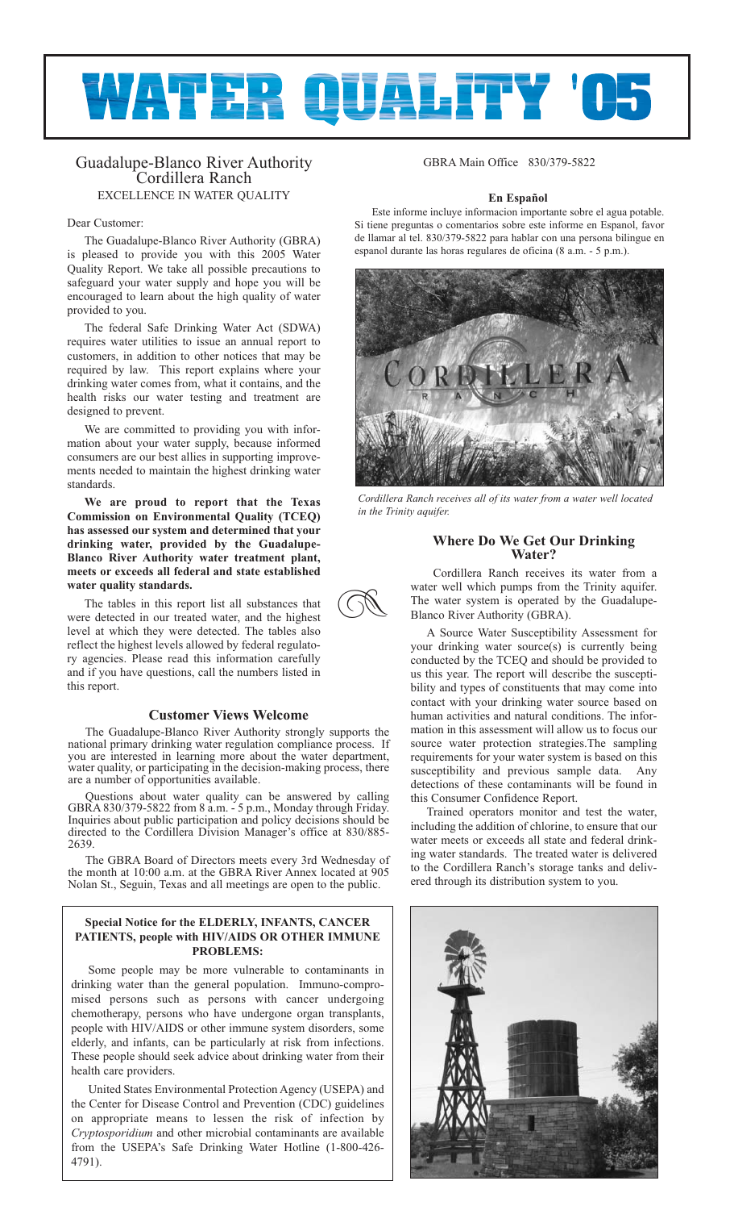# WATER QUALITY '05

## Guadalupe-Blanco River Authority Cordillera Ranch

EXCELLENCE IN WATER QUALITY

Dear Customer:

The Guadalupe-Blanco River Authority (GBRA) is pleased to provide you with this 2005 Water Quality Report. We take all possible precautions to safeguard your water supply and hope you will be encouraged to learn about the high quality of water provided to you.

The federal Safe Drinking Water Act (SDWA) requires water utilities to issue an annual report to customers, in addition to other notices that may be required by law. This report explains where your drinking water comes from, what it contains, and the health risks our water testing and treatment are designed to prevent.

We are committed to providing you with information about your water supply, because informed consumers are our best allies in supporting improvements needed to maintain the highest drinking water standards.

**We are proud to report that the Texas Commission on Environmental Quality (TCEQ) has assessed our system and determined that your drinking water, provided by the Guadalupe-Blanco River Authority water treatment plant, meets or exceeds all federal and state established water quality standards.**

The tables in this report list all substances that were detected in our treated water, and the highest level at which they were detected. The tables also reflect the highest levels allowed by federal regulatory agencies. Please read this information carefully and if you have questions, call the numbers listed in this report.

### Customer Views Welcome

The Guadalupe-Blanco River Authority strongly supports the national primary drinking water regulation compliance process. If you are interested in learning more about the water department, water quality, or participating in the decision-making process, there are a number of opportunities available.

Questions about water quality can be answered by calling GBRA 830/379-5822 from 8 a.m. - 5 p.m., Monday through Friday. Inquiries about public participation and policy decisions should be directed to the Cordillera Division Manager's office at 830/885-2639.

The GBRA Board of Directors meets every 3rd Wednesday of the month at 10:00 a.m. at the GBRA River Annex located at 905 Nolan St., Seguin, Texas and all meetings are open to the public.

**Special Notice for the ELDERLY, INFANTS, CANCER PATIENTS, people with HIV/AIDS OR OTHER IMMUNE PROBLEMS:**

Some people may be more vulnerable to contaminants in drinking water than the general population. Immuno-compromised persons such as persons with cancer undergoing chemotherapy, persons who have undergone organ transplants, people with HIV/AIDS or other immune system disorders, some elderly, and infants, can be particularly at risk from infections. These people should seek advice about drinking water from their health care providers.

United States Environmental Protection Agency (USEPA) and the Center for Disease Control and Prevention (CDC) guidelines on appropriate means to lessen the risk of infection by *Cryptosporidium* and other microbial contaminants are available from the USEPA's Safe Drinking Water Hotline (1-800-426-4791).

GBRA Main Office 830/379-5822

**En Español**

Este informe incluye informacion importante sobre el agua potable. Si tiene preguntas o comentarios sobre este informe en Espanol, favor de llamar al tel. 830/379-5822 para hablar con una persona bilingue en espanol durante las horas regulares de oficina (8 a.m. - 5 p.m.).

*Cordillera Ranch receives all of its water from a water well located in the Trinity aquifer.*

### Where Do We Get Our Drinking Water?

Cordillera Ranch receives its water from a water well which pumps from the Trinity aquifer. The water system is operated by the Guadalupe-Blanco River Authority (GBRA).

A Source Water Susceptibility Assessment for your drinking water source(s) is currently being conducted by the TCEQ and should be provided to us this year. The report will describe the susceptibility and types of constituents that may come into contact with your drinking water source based on human activities and natural conditions. The information in this assessment will allow us to focus our source water protection strategies.The sampling requirements for your water system is based on this susceptibility and previous sample data. Any detections of these contaminants will be found in this Consumer Confidence Report.

Trained operators monitor and test the water, including the addition of chlorine, to ensure that our water meets or exceeds all state and federal drinking water standards. The treated water is delivered to the Cordillera Ranch's storage tanks and delivered through its distribution system to you.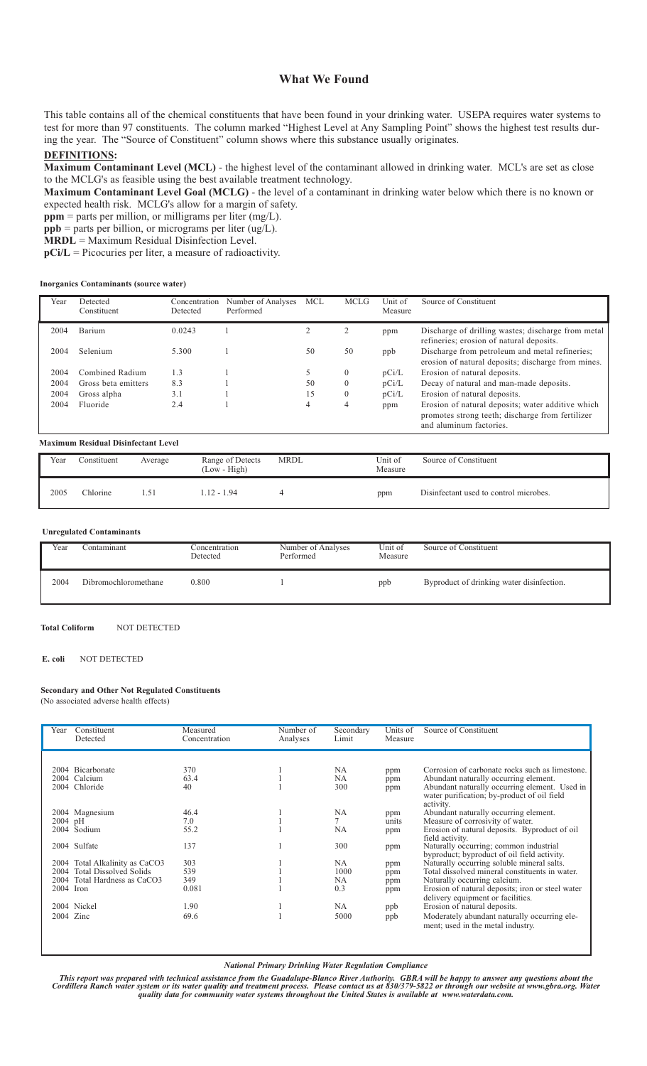# What We Found

This table contains all of the chemical constituents that have been found in your drinking water. USEPA requires water systems to test for more than 97 constituents. The column marked "Highest Level at Any Sampling Point" shows the highest test results during the year. The "Source of Constituent" column shows where this substance usually originates.

**DEFINITIONS:**

**Maximum Contaminant Level (MCL)** - the highest level of the contaminant allowed in drinking water. MCL's are set as close to the MCLG's as feasible using the best available treatment technology.

**Maximum Contaminant Level Goal (MCLG)** - the level of a contaminant in drinking water below which there is no known or expected health risk. MCLG's allow for a margin of safety.

**ppm** = parts per million, or milligrams per liter (mg/L).

**ppb** = parts per billion, or micrograms per liter (ug/L).

**MRDL** = Maximum Residual Disinfection Level.

**pCi/L** = Picocuries per liter, a measure of radioactivity.

**Inorganics Contaminants (source water)**

| Year | Detected Constituent | Concentration Detected | Number of Analyses Performed | MCL | MCLG | Unit of Measure | Source of Constituent |
|---|---|---|---|---|---|---|---|
| 2004 | Barium | 0.0243 | 1 | 2 | 2 | ppm | Discharge of drilling wastes; discharge from metal refineries; erosion of natural deposits. |
| 2004 | Selenium | 5.300 | 1 | 50 | 50 | ppb | Discharge from petroleum and metal refineries; erosion of natural deposits; discharge from mines. |
| 2004 | Combined Radium | 1.3 | 1 | 5 | 0 | pCi/L | Erosion of natural deposits. |
| 2004 | Gross beta emitters | 8.3 | 1 | 50 | 0 | pCi/L | Decay of natural and man-made deposits. |
| 2004 | Gross alpha | 3.1 | 1 | 15 | 0 | pCi/L | Erosion of natural deposits. |
| 2004 | Fluoride | 2.4 | 1 | 4 | 4 | ppm | Erosion of natural deposits; water additive which promotes strong teeth; discharge from fertilizer and aluminum factories. |

**Maximum Residual Disinfectant Level**

| Year | Constituent | Average | Range of Detects (Low - High) | MRDL | Unit of Measure | Source of Constituent |
|---|---|---|---|---|---|---|
| 2005 | Chlorine | 1.51 | 1.12 - 1.94 | 4 | ppm | Disinfectant used to control microbes. |

**Unregulated Contaminants**

| Year | Contaminant | Concentration Detected | Number of Analyses Performed | Unit of Measure | Source of Constituent |
|---|---|---|---|---|---|
| 2004 | Dibromochloromethane | 0.800 | 1 | ppb | Byproduct of drinking water disinfection. |

**Total Coliform** NOT DETECTED

**E. coli** NOT DETECTED

**Secondary and Other Not Regulated Constituents**
(No associated adverse health effects)

| Year | Constituent Detected | Measured Concentration | Number of Analyses | Secondary Limit | Units of Measure | Source of Constituent |
|---|---|---|---|---|---|---|
| 2004 | Bicarbonate | 370 | 1 | NA | ppm | Corrosion of carbonate rocks such as limestone. |
| 2004 | Calcium | 63.4 | 1 | NA | ppm | Abundant naturally occurring element. |
| 2004 | Chloride | 40 | 1 | 300 | ppm | Abundant naturally occurring element. Used in water purification; by-product of oil field activity. |
| 2004 | Magnesium | 46.4 | 1 | NA | ppm | Abundant naturally occurring element. |
| 2004 | pH | 7.0 | 1 | 7 | units | Measure of corrosivity of water. |
| 2004 | Sodium | 55.2 | 1 | NA | ppm | Erosion of natural deposits. Byproduct of oil field activity. |
| 2004 | Sulfate | 137 | 1 | 300 | ppm | Naturally occurring; common industrial byproduct; byproduct of oil field activity. |
| 2004 | Total Alkalinity as CaCO3 | 303 | 1 | NA | ppm | Naturally occurring soluble mineral salts. |
| 2004 | Total Dissolved Solids | 539 | 1 | 1000 | ppm | Total dissolved mineral constituents in water. |
| 2004 | Total Hardness as CaCO3 | 349 | 1 | NA | ppm | Naturally occurring calcium. |
| 2004 | Iron | 0.081 | 1 | 0.3 | ppm | Erosion of natural deposits; iron or steel water delivery equipment or facilities. |
| 2004 | Nickel | 1.90 | 1 | NA | ppb | Erosion of natural deposits. |
| 2004 | Zinc | 69.6 | 1 | 5000 | ppb | Moderately abundant naturally occurring element; used in the metal industry. |

***National Primary Drinking Water Regulation Compliance***

***This report was prepared with technical assistance from the Guadalupe-Blanco River Authority. GBRA will be happy to answer any questions about the Cordillera Ranch water system or its water quality and treatment process. Please contact us at 830/379-5822 or through our website at www.gbra.org. Water quality data for community water systems throughout the United States is available at www.waterdata.com.***